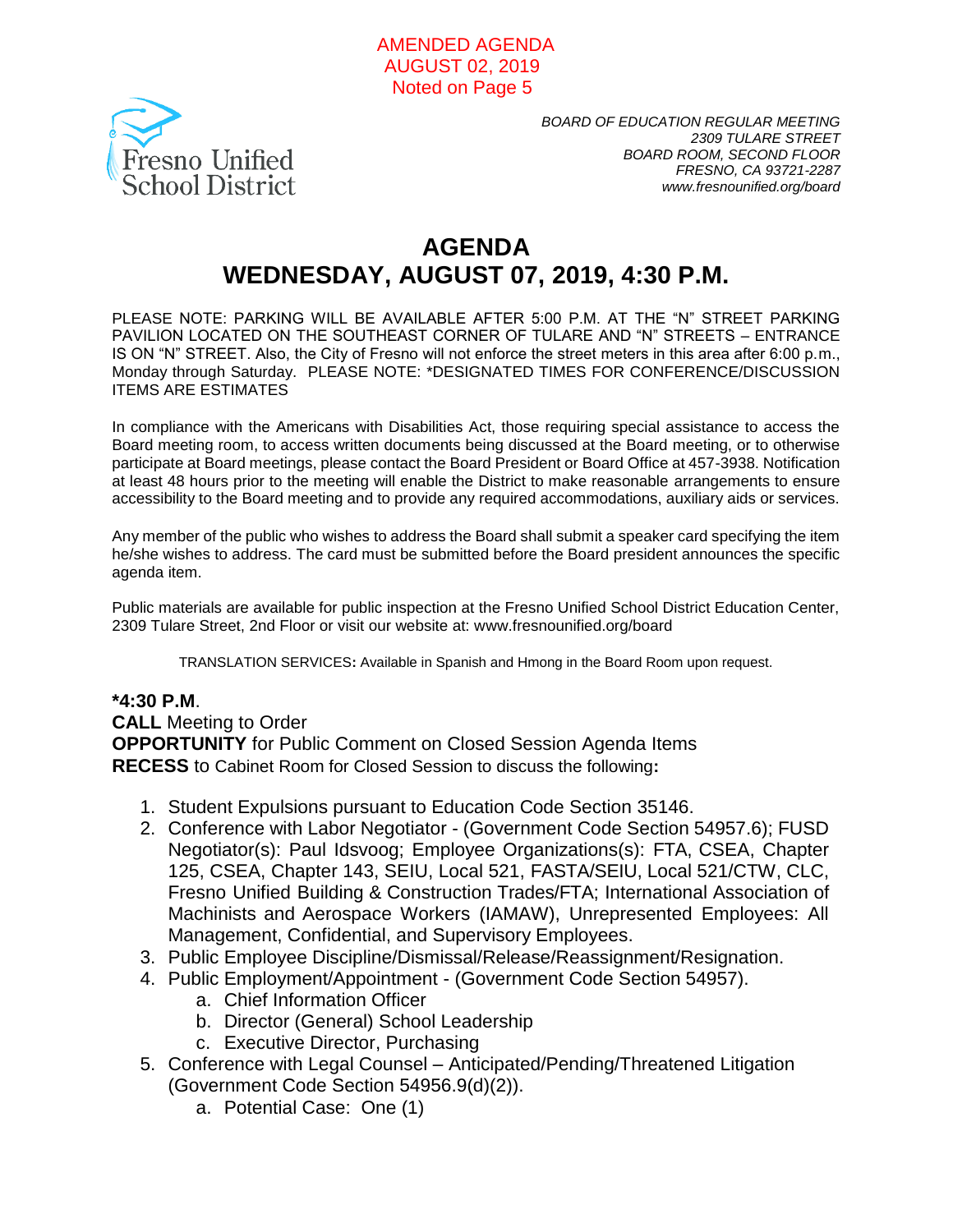AMENDED AGENDA
AUGUST 02, 2019
Noted on Page 5

Fresno Unified School District

*BOARD OF EDUCATION REGULAR MEETING*
*2309 TULARE STREET*
*BOARD ROOM, SECOND FLOOR*
*FRESNO, CA 93721-2287*
*www.fresnounified.org/board*

# AGENDA
# WEDNESDAY, AUGUST 07, 2019, 4:30 P.M.

PLEASE NOTE: PARKING WILL BE AVAILABLE AFTER 5:00 P.M. AT THE "N" STREET PARKING PAVILION LOCATED ON THE SOUTHEAST CORNER OF TULARE AND "N" STREETS – ENTRANCE IS ON "N" STREET. Also, the City of Fresno will not enforce the street meters in this area after 6:00 p.m., Monday through Saturday. PLEASE NOTE: *DESIGNATED TIMES FOR CONFERENCE/DISCUSSION ITEMS ARE ESTIMATES

In compliance with the Americans with Disabilities Act, those requiring special assistance to access the Board meeting room, to access written documents being discussed at the Board meeting, or to otherwise participate at Board meetings, please contact the Board President or Board Office at 457-3938. Notification at least 48 hours prior to the meeting will enable the District to make reasonable arrangements to ensure accessibility to the Board meeting and to provide any required accommodations, auxiliary aids or services.

Any member of the public who wishes to address the Board shall submit a speaker card specifying the item he/she wishes to address. The card must be submitted before the Board president announces the specific agenda item.

Public materials are available for public inspection at the Fresno Unified School District Education Center, 2309 Tulare Street, 2nd Floor or visit our website at: www.fresnounified.org/board

TRANSLATION SERVICES**:** Available in Spanish and Hmong in the Board Room upon request.

**\*4:30 P.M**.
**CALL** Meeting to Order
**OPPORTUNITY** for Public Comment on Closed Session Agenda Items
**RECESS** to Cabinet Room for Closed Session to discuss the following**:**

1. Student Expulsions pursuant to Education Code Section 35146.
2. Conference with Labor Negotiator - (Government Code Section 54957.6); FUSD Negotiator(s): Paul Idsvoog; Employee Organizations(s): FTA, CSEA, Chapter 125, CSEA, Chapter 143, SEIU, Local 521, FASTA/SEIU, Local 521/CTW, CLC, Fresno Unified Building & Construction Trades/FTA; International Association of Machinists and Aerospace Workers (IAMAW), Unrepresented Employees: All Management, Confidential, and Supervisory Employees.
3. Public Employee Discipline/Dismissal/Release/Reassignment/Resignation.
4. Public Employment/Appointment - (Government Code Section 54957).
   a. Chief Information Officer
   b. Director (General) School Leadership
   c. Executive Director, Purchasing
5. Conference with Legal Counsel – Anticipated/Pending/Threatened Litigation (Government Code Section 54956.9(d)(2)).
   a. Potential Case: One (1)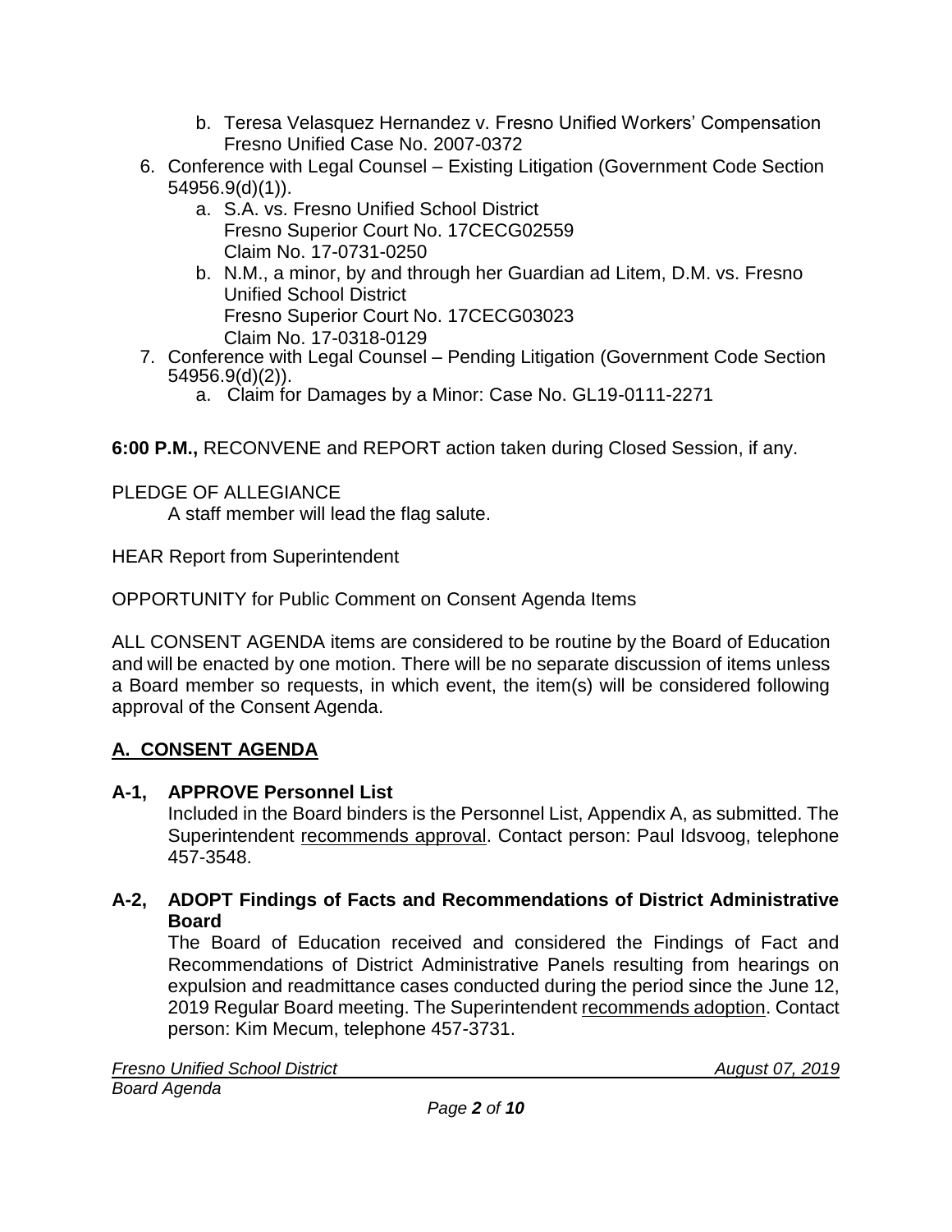b. Teresa Velasquez Hernandez v. Fresno Unified Workers' Compensation
      Fresno Unified Case No. 2007-0372

6. Conference with Legal Counsel – Existing Litigation (Government Code Section 54956.9(d)(1)).
   a. S.A. vs. Fresno Unified School District
      Fresno Superior Court No. 17CECG02559
      Claim No. 17-0731-0250
   b. N.M., a minor, by and through her Guardian ad Litem, D.M. vs. Fresno Unified School District
      Fresno Superior Court No. 17CECG03023
      Claim No. 17-0318-0129
7. Conference with Legal Counsel – Pending Litigation (Government Code Section 54956.9(d)(2)).
   a. Claim for Damages by a Minor: Case No. GL19-0111-2271

**6:00 P.M.,** RECONVENE and REPORT action taken during Closed Session, if any.

PLEDGE OF ALLEGIANCE
A staff member will lead the flag salute.

HEAR Report from Superintendent

OPPORTUNITY for Public Comment on Consent Agenda Items

ALL CONSENT AGENDA items are considered to be routine by the Board of Education and will be enacted by one motion. There will be no separate discussion of items unless a Board member so requests, in which event, the item(s) will be considered following approval of the Consent Agenda.

## A. CONSENT AGENDA

**A-1, APPROVE Personnel List**

Included in the Board binders is the Personnel List, Appendix A, as submitted. The Superintendent recommends approval. Contact person: Paul Idsvoog, telephone 457-3548.

**A-2, ADOPT Findings of Facts and Recommendations of District Administrative Board**

The Board of Education received and considered the Findings of Fact and Recommendations of District Administrative Panels resulting from hearings on expulsion and readmittance cases conducted during the period since the June 12, 2019 Regular Board meeting. The Superintendent recommends adoption. Contact person: Kim Mecum, telephone 457-3731.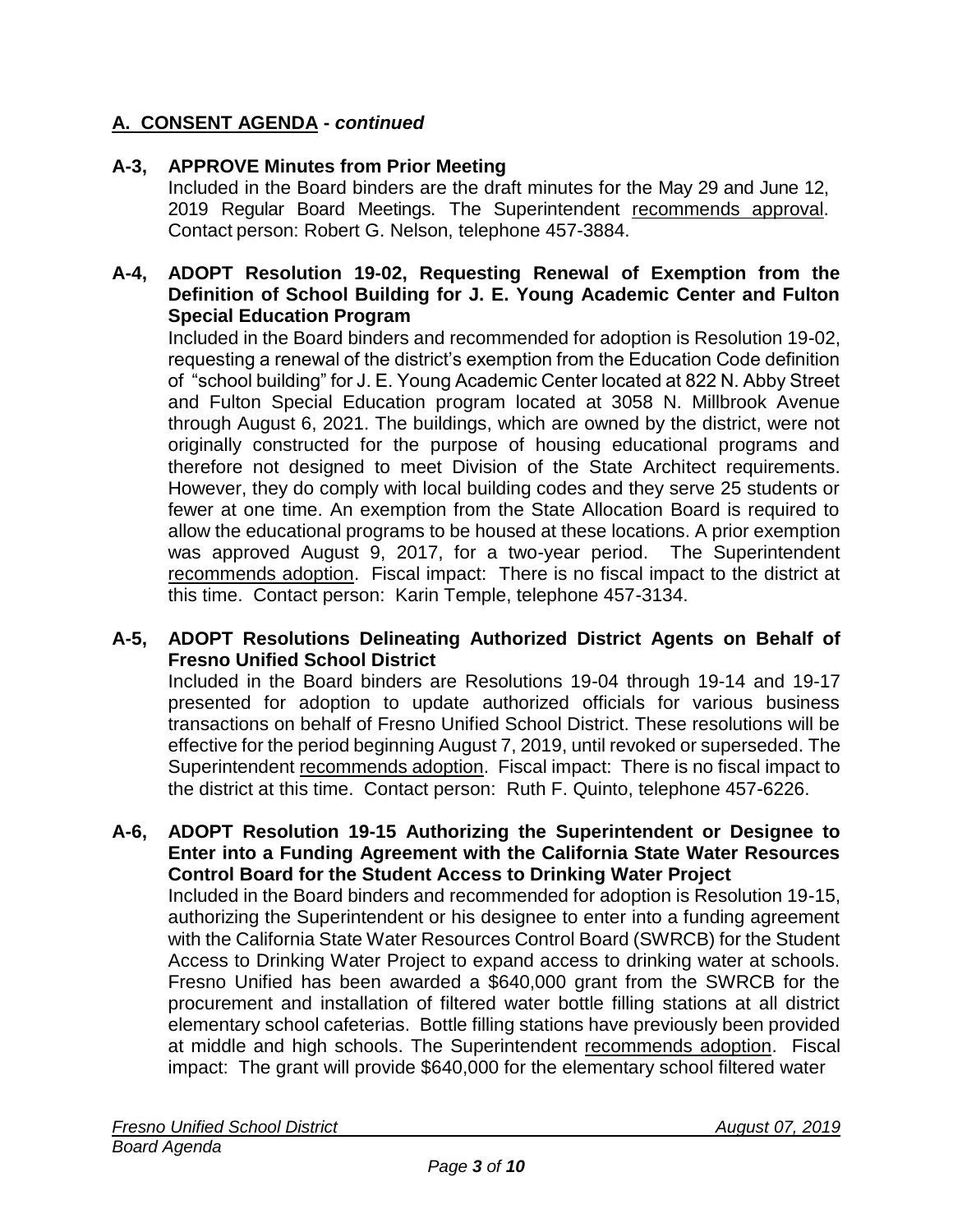## A. CONSENT AGENDA - *continued*

**A-3, APPROVE Minutes from Prior Meeting**

Included in the Board binders are the draft minutes for the May 29 and June 12, 2019 Regular Board Meetings. The Superintendent recommends approval. Contact person: Robert G. Nelson, telephone 457-3884.

**A-4, ADOPT Resolution 19-02, Requesting Renewal of Exemption from the Definition of School Building for J. E. Young Academic Center and Fulton Special Education Program**

Included in the Board binders and recommended for adoption is Resolution 19-02, requesting a renewal of the district's exemption from the Education Code definition of "school building" for J. E. Young Academic Center located at 822 N. Abby Street and Fulton Special Education program located at 3058 N. Millbrook Avenue through August 6, 2021. The buildings, which are owned by the district, were not originally constructed for the purpose of housing educational programs and therefore not designed to meet Division of the State Architect requirements. However, they do comply with local building codes and they serve 25 students or fewer at one time. An exemption from the State Allocation Board is required to allow the educational programs to be housed at these locations. A prior exemption was approved August 9, 2017, for a two-year period. The Superintendent recommends adoption. Fiscal impact: There is no fiscal impact to the district at this time. Contact person: Karin Temple, telephone 457-3134.

**A-5, ADOPT Resolutions Delineating Authorized District Agents on Behalf of Fresno Unified School District**

Included in the Board binders are Resolutions 19-04 through 19-14 and 19-17 presented for adoption to update authorized officials for various business transactions on behalf of Fresno Unified School District. These resolutions will be effective for the period beginning August 7, 2019, until revoked or superseded. The Superintendent recommends adoption. Fiscal impact: There is no fiscal impact to the district at this time. Contact person: Ruth F. Quinto, telephone 457-6226.

**A-6, ADOPT Resolution 19-15 Authorizing the Superintendent or Designee to Enter into a Funding Agreement with the California State Water Resources Control Board for the Student Access to Drinking Water Project**

Included in the Board binders and recommended for adoption is Resolution 19-15, authorizing the Superintendent or his designee to enter into a funding agreement with the California State Water Resources Control Board (SWRCB) for the Student Access to Drinking Water Project to expand access to drinking water at schools. Fresno Unified has been awarded a $640,000 grant from the SWRCB for the procurement and installation of filtered water bottle filling stations at all district elementary school cafeterias. Bottle filling stations have previously been provided at middle and high schools. The Superintendent recommends adoption. Fiscal impact: The grant will provide $640,000 for the elementary school filtered water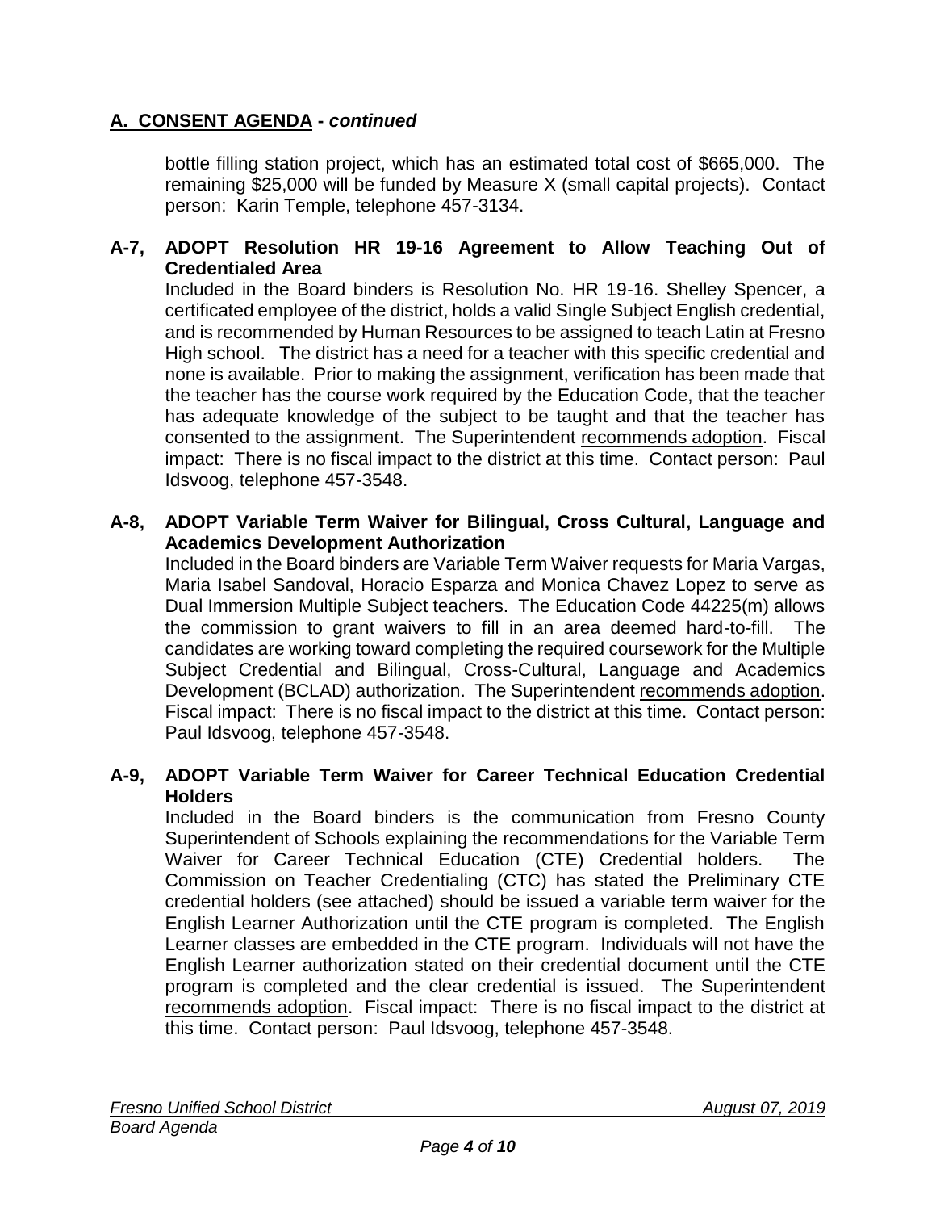## A. CONSENT AGENDA - *continued*

bottle filling station project, which has an estimated total cost of $665,000. The remaining $25,000 will be funded by Measure X (small capital projects). Contact person: Karin Temple, telephone 457-3134.

**A-7, ADOPT Resolution HR 19-16 Agreement to Allow Teaching Out of Credentialed Area**

Included in the Board binders is Resolution No. HR 19-16. Shelley Spencer, a certificated employee of the district, holds a valid Single Subject English credential, and is recommended by Human Resources to be assigned to teach Latin at Fresno High school. The district has a need for a teacher with this specific credential and none is available. Prior to making the assignment, verification has been made that the teacher has the course work required by the Education Code, that the teacher has adequate knowledge of the subject to be taught and that the teacher has consented to the assignment. The Superintendent recommends adoption. Fiscal impact: There is no fiscal impact to the district at this time. Contact person: Paul Idsvoog, telephone 457-3548.

**A-8, ADOPT Variable Term Waiver for Bilingual, Cross Cultural, Language and Academics Development Authorization**

Included in the Board binders are Variable Term Waiver requests for Maria Vargas, Maria Isabel Sandoval, Horacio Esparza and Monica Chavez Lopez to serve as Dual Immersion Multiple Subject teachers. The Education Code 44225(m) allows the commission to grant waivers to fill in an area deemed hard-to-fill. The candidates are working toward completing the required coursework for the Multiple Subject Credential and Bilingual, Cross-Cultural, Language and Academics Development (BCLAD) authorization. The Superintendent recommends adoption. Fiscal impact: There is no fiscal impact to the district at this time. Contact person: Paul Idsvoog, telephone 457-3548.

**A-9, ADOPT Variable Term Waiver for Career Technical Education Credential Holders**

Included in the Board binders is the communication from Fresno County Superintendent of Schools explaining the recommendations for the Variable Term Waiver for Career Technical Education (CTE) Credential holders. The Commission on Teacher Credentialing (CTC) has stated the Preliminary CTE credential holders (see attached) should be issued a variable term waiver for the English Learner Authorization until the CTE program is completed. The English Learner classes are embedded in the CTE program. Individuals will not have the English Learner authorization stated on their credential document until the CTE program is completed and the clear credential is issued. The Superintendent recommends adoption. Fiscal impact: There is no fiscal impact to the district at this time. Contact person: Paul Idsvoog, telephone 457-3548.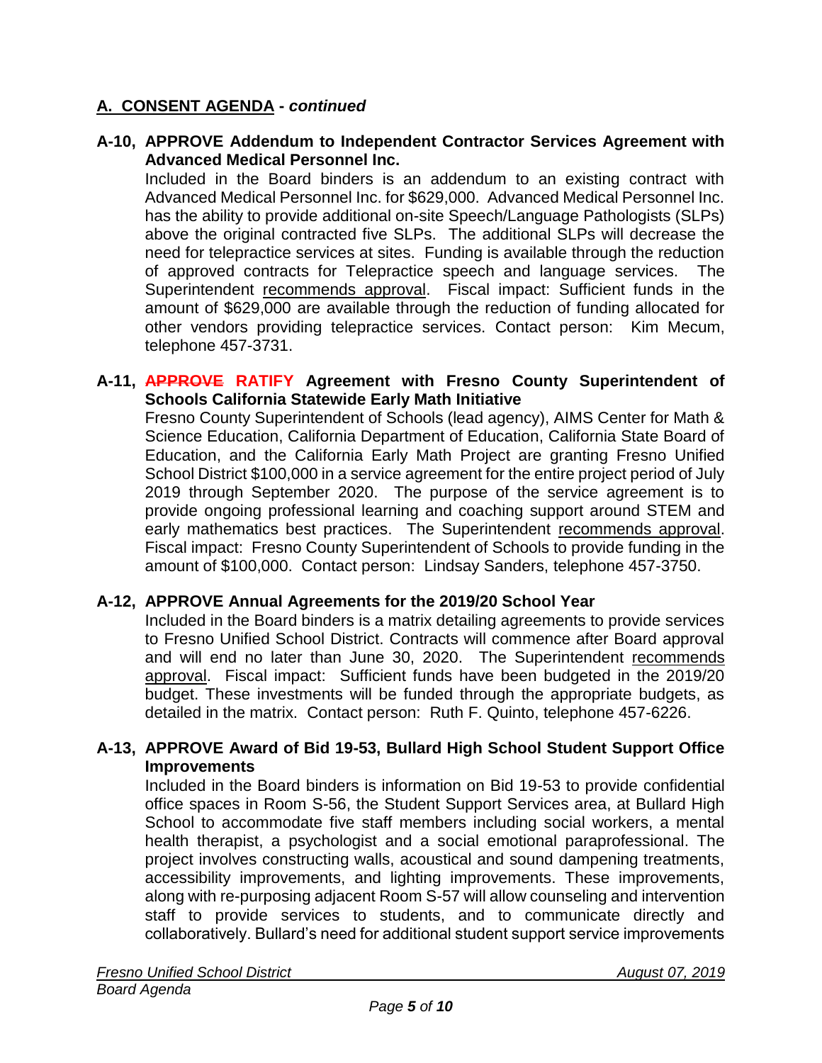## A. CONSENT AGENDA - *continued*

**A-10, APPROVE Addendum to Independent Contractor Services Agreement with Advanced Medical Personnel Inc.**

Included in the Board binders is an addendum to an existing contract with Advanced Medical Personnel Inc. for $629,000. Advanced Medical Personnel Inc. has the ability to provide additional on-site Speech/Language Pathologists (SLPs) above the original contracted five SLPs. The additional SLPs will decrease the need for telepractice services at sites. Funding is available through the reduction of approved contracts for Telepractice speech and language services. The Superintendent recommends approval. Fiscal impact: Sufficient funds in the amount of $629,000 are available through the reduction of funding allocated for other vendors providing telepractice services. Contact person: Kim Mecum, telephone 457-3731.

**A-11, ~~APPROVE~~ RATIFY Agreement with Fresno County Superintendent of Schools California Statewide Early Math Initiative**

Fresno County Superintendent of Schools (lead agency), AIMS Center for Math & Science Education, California Department of Education, California State Board of Education, and the California Early Math Project are granting Fresno Unified School District $100,000 in a service agreement for the entire project period of July 2019 through September 2020. The purpose of the service agreement is to provide ongoing professional learning and coaching support around STEM and early mathematics best practices. The Superintendent recommends approval. Fiscal impact: Fresno County Superintendent of Schools to provide funding in the amount of $100,000. Contact person: Lindsay Sanders, telephone 457-3750.

**A-12, APPROVE Annual Agreements for the 2019/20 School Year**

Included in the Board binders is a matrix detailing agreements to provide services to Fresno Unified School District. Contracts will commence after Board approval and will end no later than June 30, 2020. The Superintendent recommends approval. Fiscal impact: Sufficient funds have been budgeted in the 2019/20 budget. These investments will be funded through the appropriate budgets, as detailed in the matrix. Contact person: Ruth F. Quinto, telephone 457-6226.

**A-13, APPROVE Award of Bid 19-53, Bullard High School Student Support Office Improvements**

Included in the Board binders is information on Bid 19-53 to provide confidential office spaces in Room S-56, the Student Support Services area, at Bullard High School to accommodate five staff members including social workers, a mental health therapist, a psychologist and a social emotional paraprofessional. The project involves constructing walls, acoustical and sound dampening treatments, accessibility improvements, and lighting improvements. These improvements, along with re-purposing adjacent Room S-57 will allow counseling and intervention staff to provide services to students, and to communicate directly and collaboratively. Bullard's need for additional student support service improvements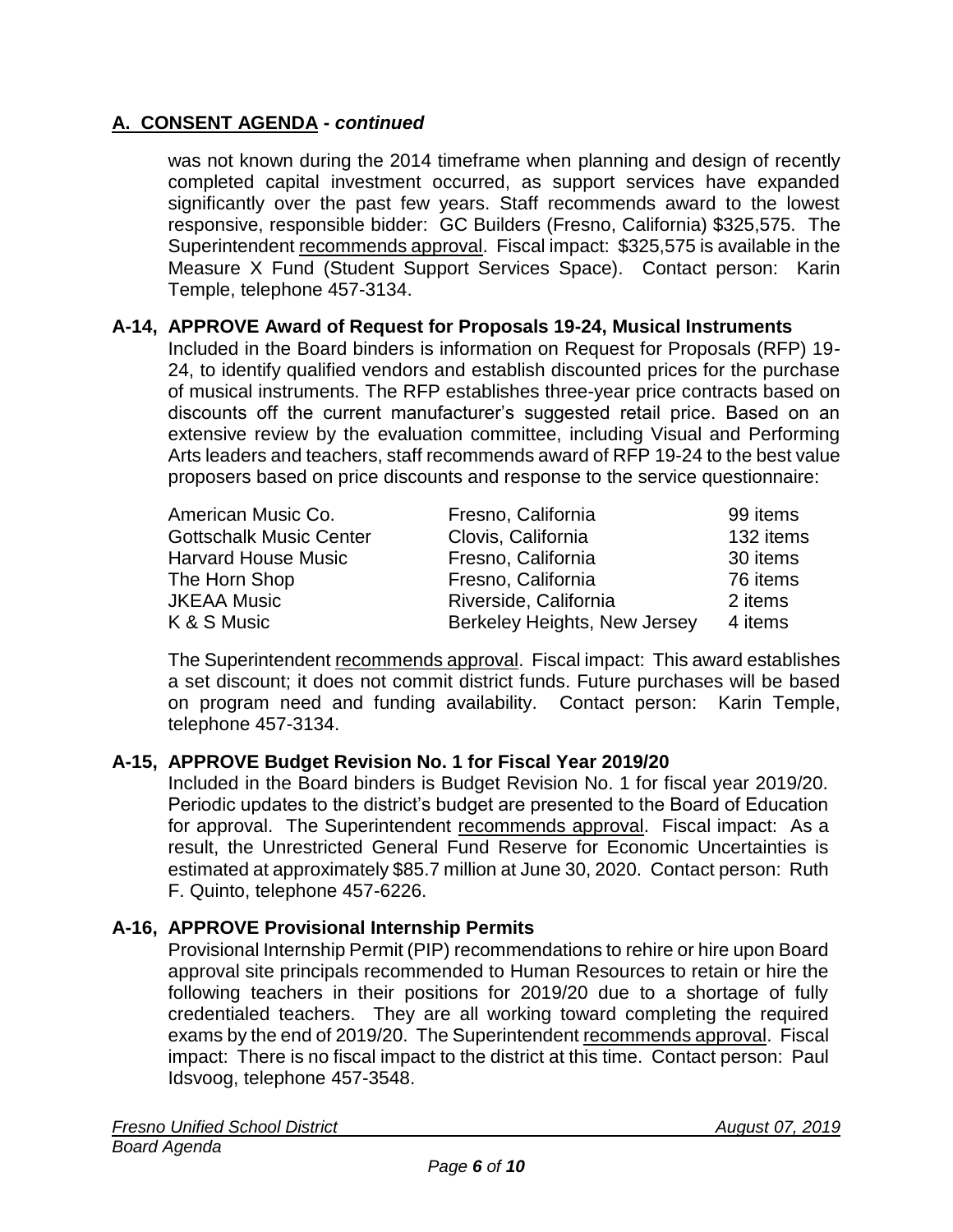## A. CONSENT AGENDA - *continued*

was not known during the 2014 timeframe when planning and design of recently completed capital investment occurred, as support services have expanded significantly over the past few years. Staff recommends award to the lowest responsive, responsible bidder: GC Builders (Fresno, California) $325,575. The Superintendent recommends approval. Fiscal impact: $325,575 is available in the Measure X Fund (Student Support Services Space). Contact person: Karin Temple, telephone 457-3134.

### A-14, APPROVE Award of Request for Proposals 19-24, Musical Instruments

Included in the Board binders is information on Request for Proposals (RFP) 19-24, to identify qualified vendors and establish discounted prices for the purchase of musical instruments. The RFP establishes three-year price contracts based on discounts off the current manufacturer's suggested retail price. Based on an extensive review by the evaluation committee, including Visual and Performing Arts leaders and teachers, staff recommends award of RFP 19-24 to the best value proposers based on price discounts and response to the service questionnaire:

| | | |
|---|---|---|
| American Music Co. | Fresno, California | 99 items |
| Gottschalk Music Center | Clovis, California | 132 items |
| Harvard House Music | Fresno, California | 30 items |
| The Horn Shop | Fresno, California | 76 items |
| JKEAA Music | Riverside, California | 2 items |
| K & S Music | Berkeley Heights, New Jersey | 4 items |

The Superintendent recommends approval. Fiscal impact: This award establishes a set discount; it does not commit district funds. Future purchases will be based on program need and funding availability. Contact person: Karin Temple, telephone 457-3134.

### A-15, APPROVE Budget Revision No. 1 for Fiscal Year 2019/20

Included in the Board binders is Budget Revision No. 1 for fiscal year 2019/20. Periodic updates to the district's budget are presented to the Board of Education for approval. The Superintendent recommends approval. Fiscal impact: As a result, the Unrestricted General Fund Reserve for Economic Uncertainties is estimated at approximately $85.7 million at June 30, 2020. Contact person: Ruth F. Quinto, telephone 457-6226.

### A-16, APPROVE Provisional Internship Permits

Provisional Internship Permit (PIP) recommendations to rehire or hire upon Board approval site principals recommended to Human Resources to retain or hire the following teachers in their positions for 2019/20 due to a shortage of fully credentialed teachers. They are all working toward completing the required exams by the end of 2019/20. The Superintendent recommends approval. Fiscal impact: There is no fiscal impact to the district at this time. Contact person: Paul Idsvoog, telephone 457-3548.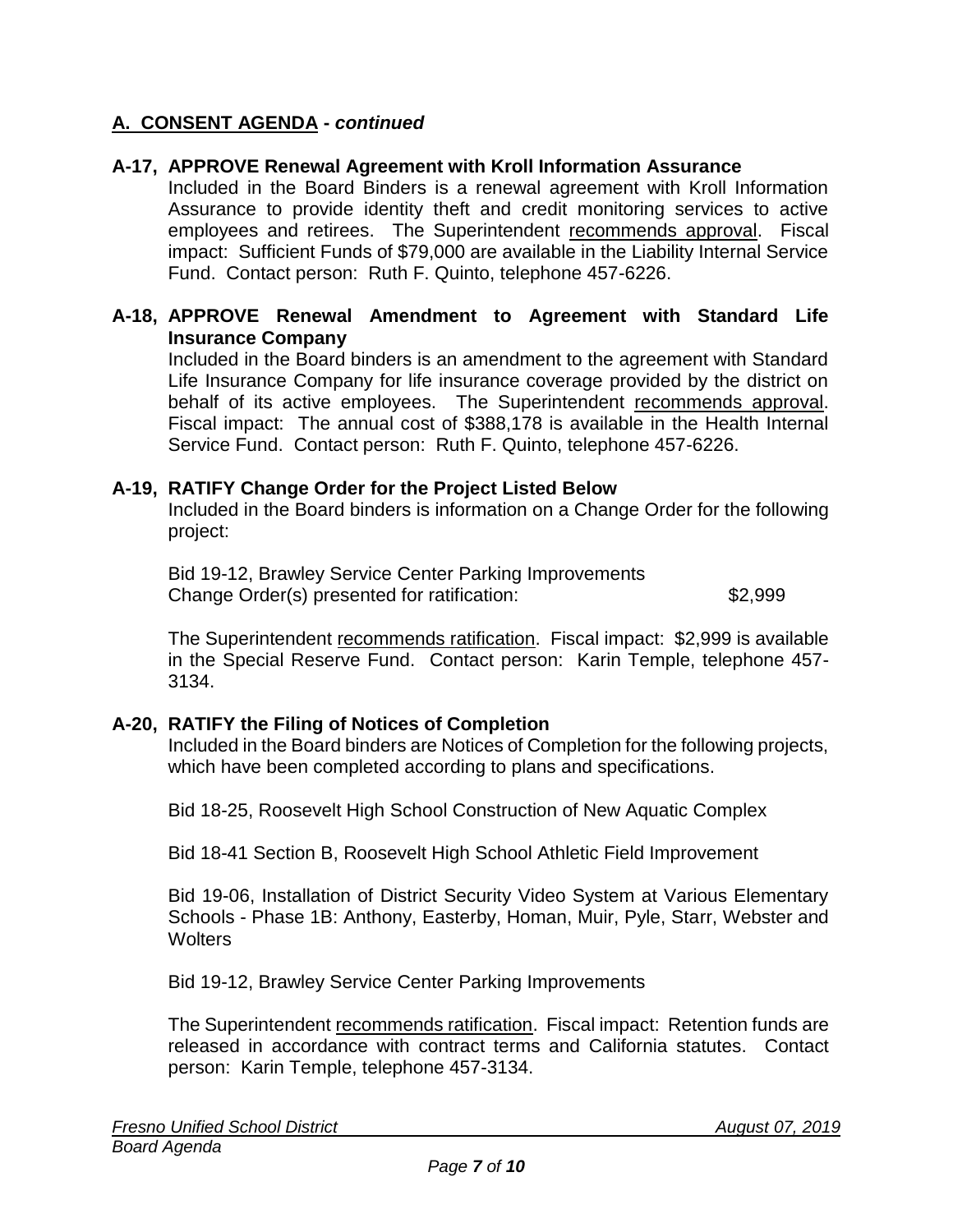## A. CONSENT AGENDA - *continued*

### A-17, APPROVE Renewal Agreement with Kroll Information Assurance

Included in the Board Binders is a renewal agreement with Kroll Information Assurance to provide identity theft and credit monitoring services to active employees and retirees. The Superintendent recommends approval. Fiscal impact: Sufficient Funds of $79,000 are available in the Liability Internal Service Fund. Contact person: Ruth F. Quinto, telephone 457-6226.

### A-18, APPROVE Renewal Amendment to Agreement with Standard Life Insurance Company

Included in the Board binders is an amendment to the agreement with Standard Life Insurance Company for life insurance coverage provided by the district on behalf of its active employees. The Superintendent recommends approval. Fiscal impact: The annual cost of $388,178 is available in the Health Internal Service Fund. Contact person: Ruth F. Quinto, telephone 457-6226.

### A-19, RATIFY Change Order for the Project Listed Below

Included in the Board binders is information on a Change Order for the following project:

Bid 19-12, Brawley Service Center Parking Improvements
Change Order(s) presented for ratification: $2,999

The Superintendent recommends ratification. Fiscal impact: $2,999 is available in the Special Reserve Fund. Contact person: Karin Temple, telephone 457-3134.

### A-20, RATIFY the Filing of Notices of Completion

Included in the Board binders are Notices of Completion for the following projects, which have been completed according to plans and specifications.

Bid 18-25, Roosevelt High School Construction of New Aquatic Complex

Bid 18-41 Section B, Roosevelt High School Athletic Field Improvement

Bid 19-06, Installation of District Security Video System at Various Elementary Schools - Phase 1B: Anthony, Easterby, Homan, Muir, Pyle, Starr, Webster and Wolters

Bid 19-12, Brawley Service Center Parking Improvements

The Superintendent recommends ratification. Fiscal impact: Retention funds are released in accordance with contract terms and California statutes. Contact person: Karin Temple, telephone 457-3134.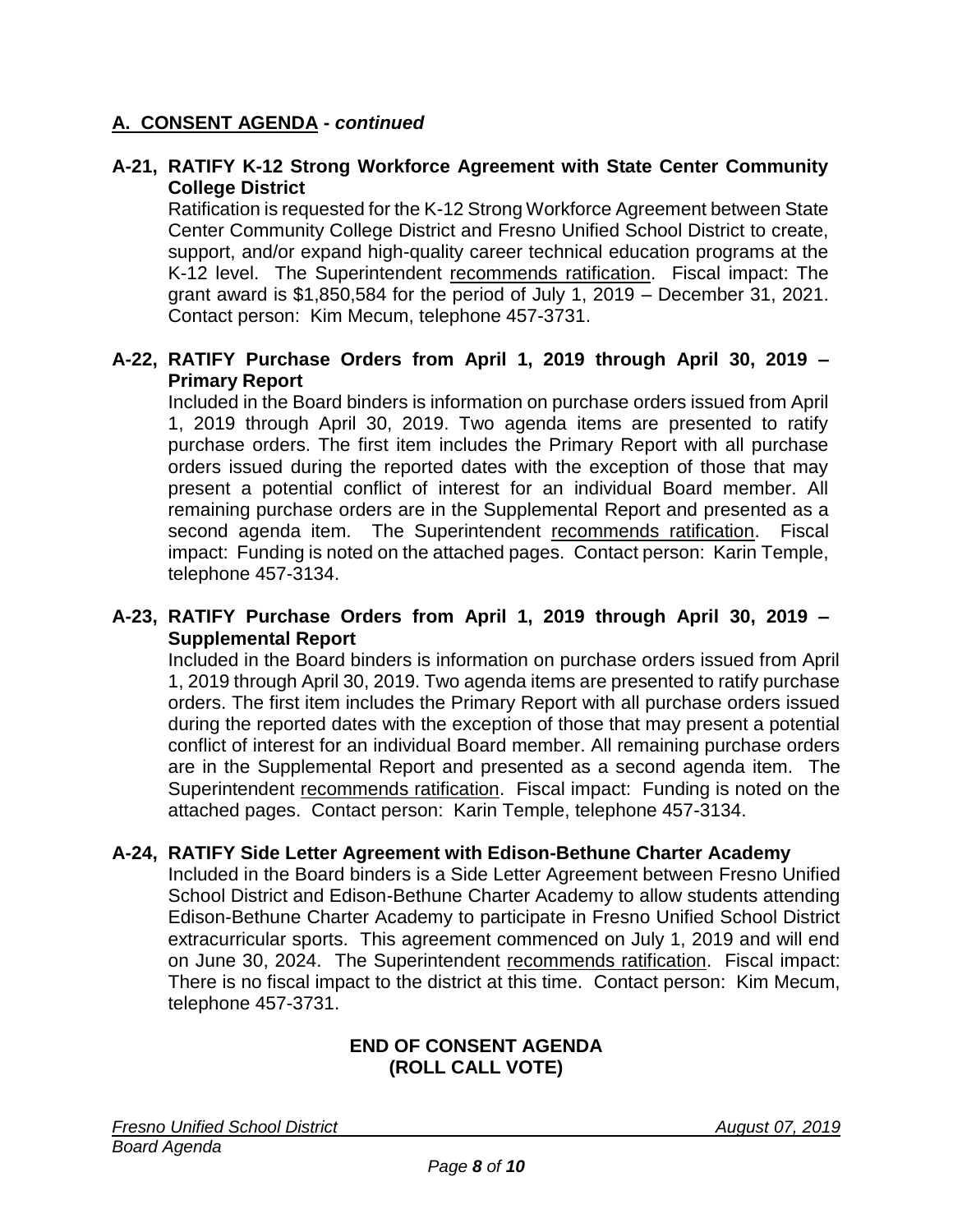## A. CONSENT AGENDA - *continued*

**A-21, RATIFY K-12 Strong Workforce Agreement with State Center Community College District**

Ratification is requested for the K-12 Strong Workforce Agreement between State Center Community College District and Fresno Unified School District to create, support, and/or expand high-quality career technical education programs at the K-12 level. The Superintendent recommends ratification. Fiscal impact: The grant award is $1,850,584 for the period of July 1, 2019 – December 31, 2021. Contact person: Kim Mecum, telephone 457-3731.

**A-22, RATIFY Purchase Orders from April 1, 2019 through April 30, 2019 – Primary Report**

Included in the Board binders is information on purchase orders issued from April 1, 2019 through April 30, 2019. Two agenda items are presented to ratify purchase orders. The first item includes the Primary Report with all purchase orders issued during the reported dates with the exception of those that may present a potential conflict of interest for an individual Board member. All remaining purchase orders are in the Supplemental Report and presented as a second agenda item. The Superintendent recommends ratification. Fiscal impact: Funding is noted on the attached pages. Contact person: Karin Temple, telephone 457-3134.

**A-23, RATIFY Purchase Orders from April 1, 2019 through April 30, 2019 – Supplemental Report**

Included in the Board binders is information on purchase orders issued from April 1, 2019 through April 30, 2019. Two agenda items are presented to ratify purchase orders. The first item includes the Primary Report with all purchase orders issued during the reported dates with the exception of those that may present a potential conflict of interest for an individual Board member. All remaining purchase orders are in the Supplemental Report and presented as a second agenda item. The Superintendent recommends ratification. Fiscal impact: Funding is noted on the attached pages. Contact person: Karin Temple, telephone 457-3134.

**A-24, RATIFY Side Letter Agreement with Edison-Bethune Charter Academy**

Included in the Board binders is a Side Letter Agreement between Fresno Unified School District and Edison-Bethune Charter Academy to allow students attending Edison-Bethune Charter Academy to participate in Fresno Unified School District extracurricular sports. This agreement commenced on July 1, 2019 and will end on June 30, 2024. The Superintendent recommends ratification. Fiscal impact: There is no fiscal impact to the district at this time. Contact person: Kim Mecum, telephone 457-3731.

**END OF CONSENT AGENDA**
**(ROLL CALL VOTE)**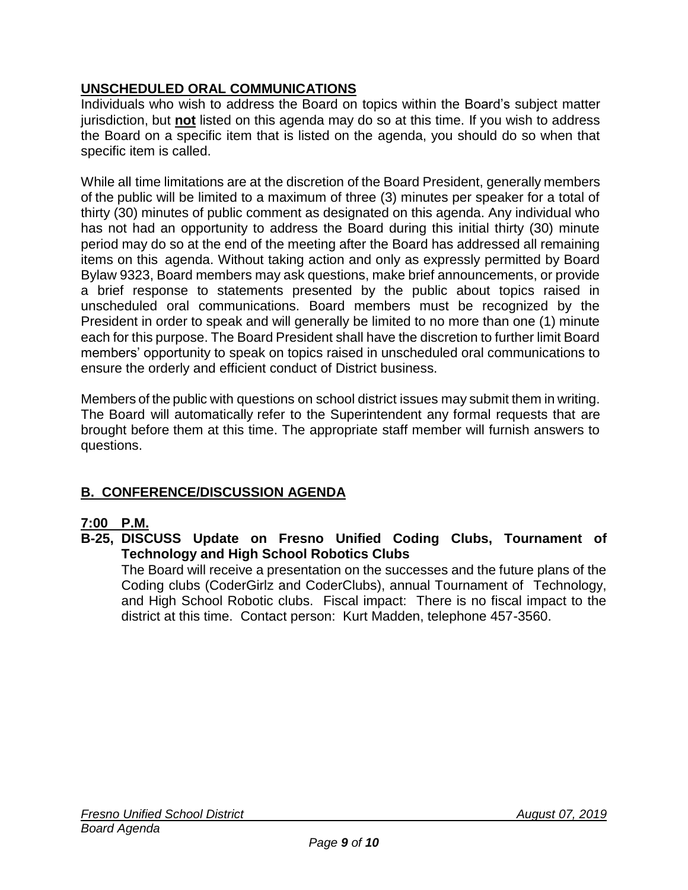## UNSCHEDULED ORAL COMMUNICATIONS

Individuals who wish to address the Board on topics within the Board's subject matter jurisdiction, but **not** listed on this agenda may do so at this time. If you wish to address the Board on a specific item that is listed on the agenda, you should do so when that specific item is called.

While all time limitations are at the discretion of the Board President, generally members of the public will be limited to a maximum of three (3) minutes per speaker for a total of thirty (30) minutes of public comment as designated on this agenda. Any individual who has not had an opportunity to address the Board during this initial thirty (30) minute period may do so at the end of the meeting after the Board has addressed all remaining items on this agenda. Without taking action and only as expressly permitted by Board Bylaw 9323, Board members may ask questions, make brief announcements, or provide a brief response to statements presented by the public about topics raised in unscheduled oral communications. Board members must be recognized by the President in order to speak and will generally be limited to no more than one (1) minute each for this purpose. The Board President shall have the discretion to further limit Board members' opportunity to speak on topics raised in unscheduled oral communications to ensure the orderly and efficient conduct of District business.

Members of the public with questions on school district issues may submit them in writing. The Board will automatically refer to the Superintendent any formal requests that are brought before them at this time. The appropriate staff member will furnish answers to questions.

## B. CONFERENCE/DISCUSSION AGENDA

### 7:00 P.M.

**B-25, DISCUSS Update on Fresno Unified Coding Clubs, Tournament of Technology and High School Robotics Clubs**

The Board will receive a presentation on the successes and the future plans of the Coding clubs (CoderGirlz and CoderClubs), annual Tournament of Technology, and High School Robotic clubs. Fiscal impact: There is no fiscal impact to the district at this time. Contact person: Kurt Madden, telephone 457-3560.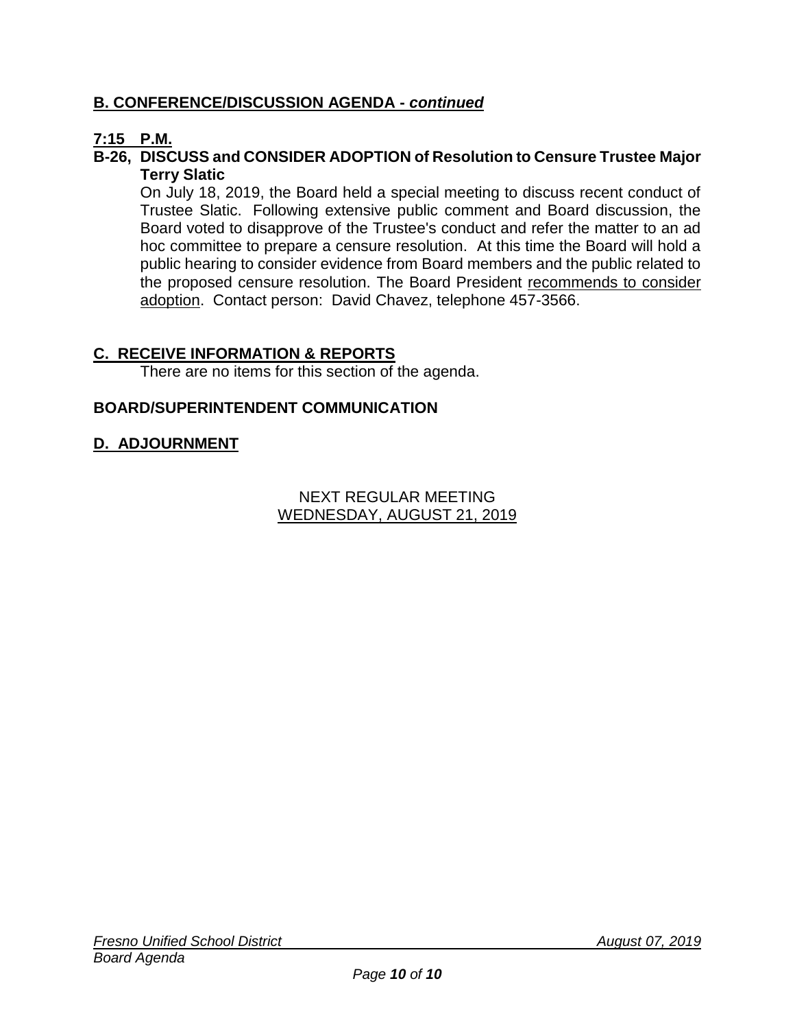## **B. CONFERENCE/DISCUSSION AGENDA -** ***continued***

**7:15 P.M.**

**B-26, DISCUSS and CONSIDER ADOPTION of Resolution to Censure Trustee Major Terry Slatic**

On July 18, 2019, the Board held a special meeting to discuss recent conduct of Trustee Slatic. Following extensive public comment and Board discussion, the Board voted to disapprove of the Trustee's conduct and refer the matter to an ad hoc committee to prepare a censure resolution. At this time the Board will hold a public hearing to consider evidence from Board members and the public related to the proposed censure resolution. The Board President recommends to consider adoption. Contact person: David Chavez, telephone 457-3566.

## **C. RECEIVE INFORMATION & REPORTS**

There are no items for this section of the agenda.

## **BOARD/SUPERINTENDENT COMMUNICATION**

## **D. ADJOURNMENT**

NEXT REGULAR MEETING
WEDNESDAY, AUGUST 21, 2019